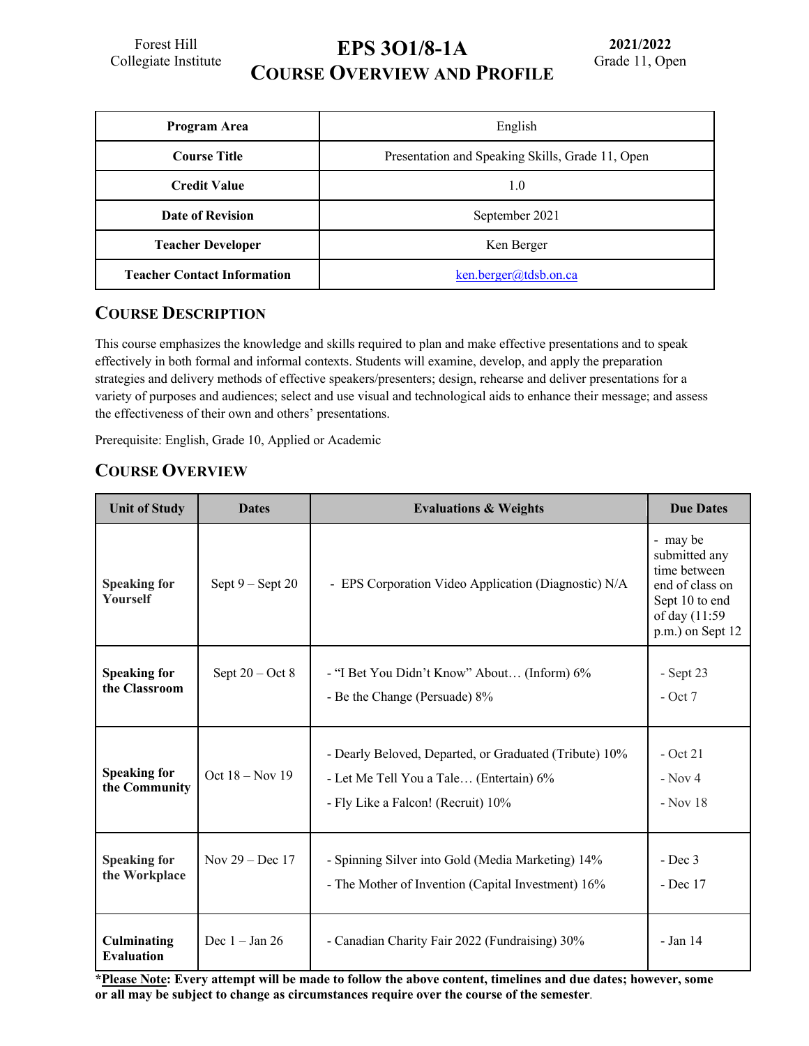Forest Hill Collegiate Institute

# EPS 3O1/8-1A
# Course Overview and Profile

**2021/2022**
Grade 11, Open

| **Program Area** | English |
| --- | --- |
| **Course Title** | Presentation and Speaking Skills, Grade 11, Open |
| **Credit Value** | 1.0 |
| **Date of Revision** | September 2021 |
| **Teacher Developer** | Ken Berger |
| **Teacher Contact Information** | ken.berger@tdsb.on.ca |

## Course Description

This course emphasizes the knowledge and skills required to plan and make effective presentations and to speak effectively in both formal and informal contexts. Students will examine, develop, and apply the preparation strategies and delivery methods of effective speakers/presenters; design, rehearse and deliver presentations for a variety of purposes and audiences; select and use visual and technological aids to enhance their message; and assess the effectiveness of their own and others' presentations.

Prerequisite: English, Grade 10, Applied or Academic

## Course Overview

| Unit of Study | Dates | Evaluations & Weights | Due Dates |
| --- | --- | --- | --- |
| **Speaking for Yourself** | Sept 9 – Sept 20 | - EPS Corporation Video Application (Diagnostic) N/A | - may be submitted any time between end of class on Sept 10 to end of day (11:59 p.m.) on Sept 12 |
| **Speaking for the Classroom** | Sept 20 – Oct 8 | - "I Bet You Didn't Know" About… (Inform) 6%<br>- Be the Change (Persuade) 8% | - Sept 23<br>- Oct 7 |
| **Speaking for the Community** | Oct 18 – Nov 19 | - Dearly Beloved, Departed, or Graduated (Tribute) 10%<br>- Let Me Tell You a Tale… (Entertain) 6%<br>- Fly Like a Falcon! (Recruit) 10% | - Oct 21<br>- Nov 4<br>- Nov 18 |
| **Speaking for the Workplace** | Nov 29 – Dec 17 | - Spinning Silver into Gold (Media Marketing) 14%<br>- The Mother of Invention (Capital Investment) 16% | - Dec 3<br>- Dec 17 |
| **Culminating Evaluation** | Dec 1 – Jan 26 | - Canadian Charity Fair 2022 (Fundraising) 30% | - Jan 14 |

***Please Note**: Every attempt will be made to follow the above content, timelines and due dates; however, some or all may be subject to change as circumstances require over the course of the semester.**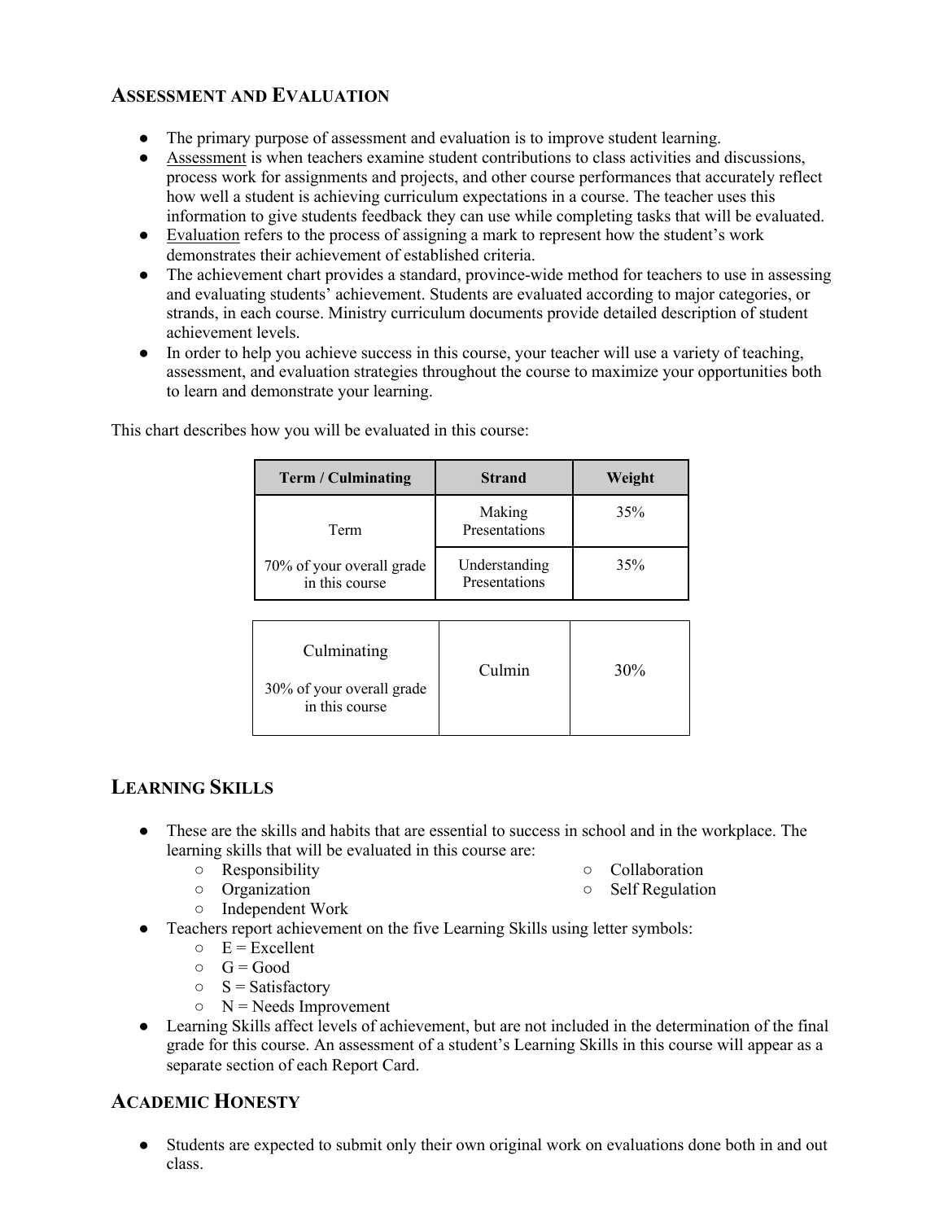## ASSESSMENT AND EVALUATION

- The primary purpose of assessment and evaluation is to improve student learning.
- Assessment is when teachers examine student contributions to class activities and discussions, process work for assignments and projects, and other course performances that accurately reflect how well a student is achieving curriculum expectations in a course. The teacher uses this information to give students feedback they can use while completing tasks that will be evaluated.
- Evaluation refers to the process of assigning a mark to represent how the student's work demonstrates their achievement of established criteria.
- The achievement chart provides a standard, province-wide method for teachers to use in assessing and evaluating students' achievement. Students are evaluated according to major categories, or strands, in each course. Ministry curriculum documents provide detailed description of student achievement levels.
- In order to help you achieve success in this course, your teacher will use a variety of teaching, assessment, and evaluation strategies throughout the course to maximize your opportunities both to learn and demonstrate your learning.

This chart describes how you will be evaluated in this course:

| Term / Culminating | Strand | Weight |
|---|---|---|
| Term<br><br>70% of your overall grade in this course | Making Presentations | 35% |
| | Understanding Presentations | 35% |

| | | |
|---|---|---|
| Culminating<br><br>30% of your overall grade in this course | Culmin | 30% |

## LEARNING SKILLS

- These are the skills and habits that are essential to success in school and in the workplace. The learning skills that will be evaluated in this course are:
    - Responsibility
    - Organization
    - Independent Work
    - Collaboration
    - Self Regulation
- Teachers report achievement on the five Learning Skills using letter symbols:
    - E = Excellent
    - G = Good
    - S = Satisfactory
    - N = Needs Improvement
- Learning Skills affect levels of achievement, but are not included in the determination of the final grade for this course. An assessment of a student's Learning Skills in this course will appear as a separate section of each Report Card.

## ACADEMIC HONESTY

- Students are expected to submit only their own original work on evaluations done both in and out class.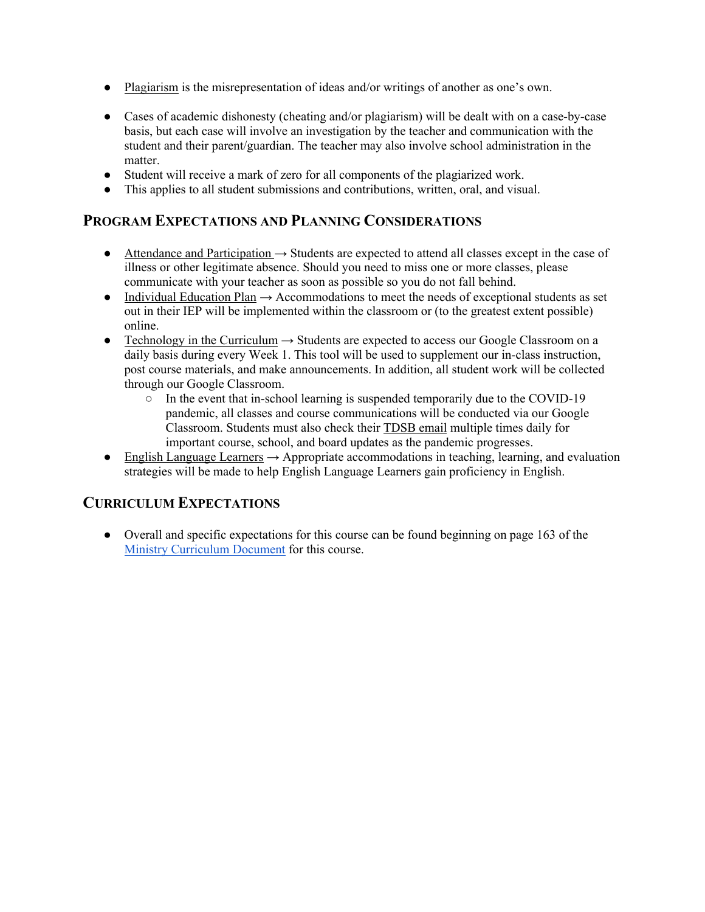- Plagiarism is the misrepresentation of ideas and/or writings of another as one's own.

- Cases of academic dishonesty (cheating and/or plagiarism) will be dealt with on a case-by-case basis, but each case will involve an investigation by the teacher and communication with the student and their parent/guardian. The teacher may also involve school administration in the matter.
- Student will receive a mark of zero for all components of the plagiarized work.
- This applies to all student submissions and contributions, written, oral, and visual.

## Program Expectations and Planning Considerations

- Attendance and Participation → Students are expected to attend all classes except in the case of illness or other legitimate absence. Should you need to miss one or more classes, please communicate with your teacher as soon as possible so you do not fall behind.
- Individual Education Plan → Accommodations to meet the needs of exceptional students as set out in their IEP will be implemented within the classroom or (to the greatest extent possible) online.
- Technology in the Curriculum → Students are expected to access our Google Classroom on a daily basis during every Week 1. This tool will be used to supplement our in-class instruction, post course materials, and make announcements. In addition, all student work will be collected through our Google Classroom.
    - In the event that in-school learning is suspended temporarily due to the COVID-19 pandemic, all classes and course communications will be conducted via our Google Classroom. Students must also check their TDSB email multiple times daily for important course, school, and board updates as the pandemic progresses.
- English Language Learners → Appropriate accommodations in teaching, learning, and evaluation strategies will be made to help English Language Learners gain proficiency in English.

## Curriculum Expectations

- Overall and specific expectations for this course can be found beginning on page 163 of the Ministry Curriculum Document for this course.